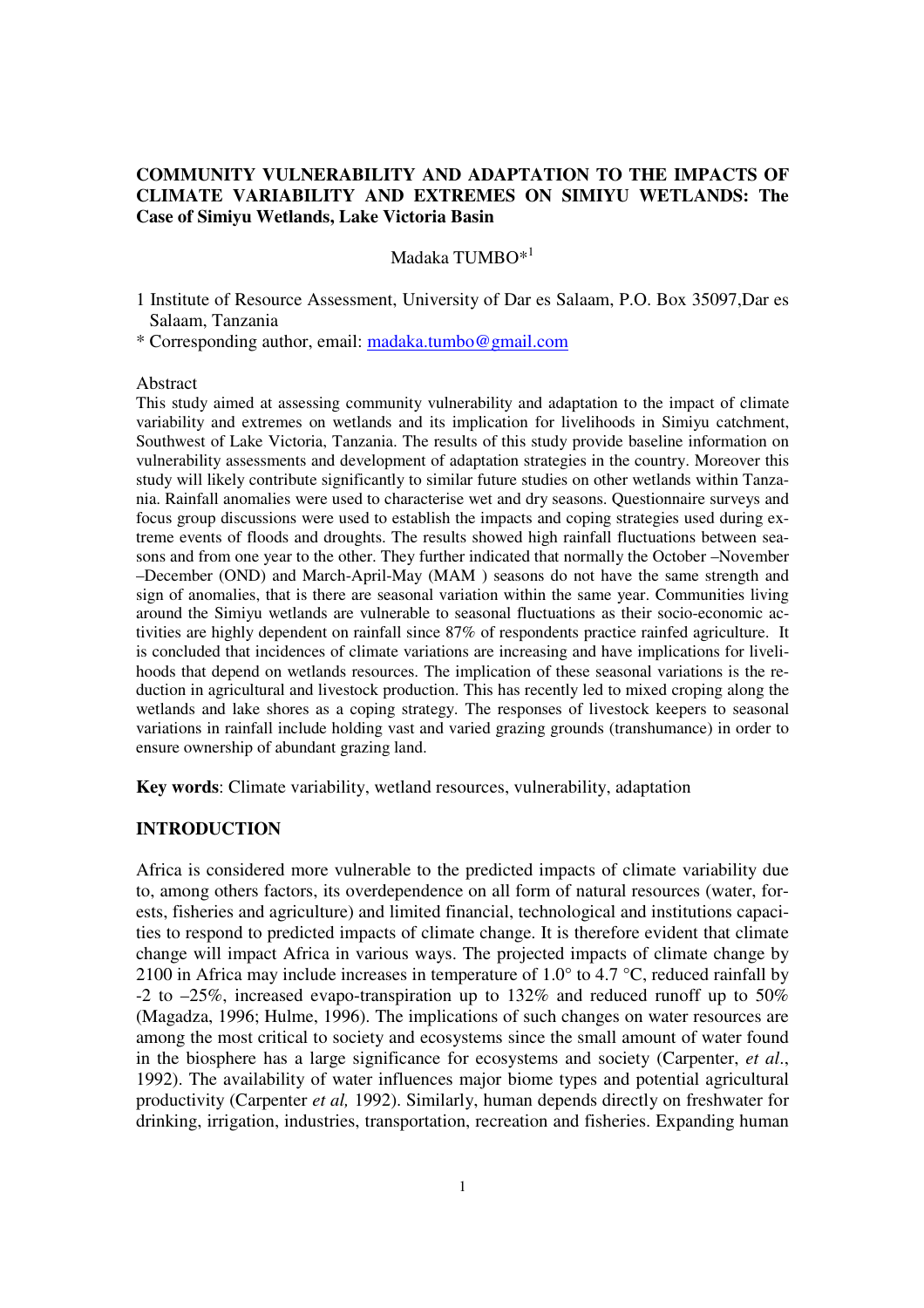# COMMUNITY VULNERABILITY AND ADAPTATION TO THE IMPACTS OF CLIMATE VARIABILITY AND EXTREMES ON SIMIYU WETLANDS: The Case of Simiyu Wetlands, Lake Victoria Basin

Madaka TUMBO*[1]

1 Institute of Resource Assessment, University of Dar es Salaam, P.O. Box 35097,Dar es Salaam, Tanzania

* Corresponding author, email: madaka.tumbo@gmail.com

Abstract

This study aimed at assessing community vulnerability and adaptation to the impact of climate variability and extremes on wetlands and its implication for livelihoods in Simiyu catchment, Southwest of Lake Victoria, Tanzania. The results of this study provide baseline information on vulnerability assessments and development of adaptation strategies in the country. Moreover this study will likely contribute significantly to similar future studies on other wetlands within Tanzania. Rainfall anomalies were used to characterise wet and dry seasons. Questionnaire surveys and focus group discussions were used to establish the impacts and coping strategies used during extreme events of floods and droughts. The results showed high rainfall fluctuations between seasons and from one year to the other. They further indicated that normally the October –November –December (OND) and March-April-May (MAM ) seasons do not have the same strength and sign of anomalies, that is there are seasonal variation within the same year. Communities living around the Simiyu wetlands are vulnerable to seasonal fluctuations as their socio-economic activities are highly dependent on rainfall since 87% of respondents practice rainfed agriculture. It is concluded that incidences of climate variations are increasing and have implications for livelihoods that depend on wetlands resources. The implication of these seasonal variations is the reduction in agricultural and livestock production. This has recently led to mixed croping along the wetlands and lake shores as a coping strategy. The responses of livestock keepers to seasonal variations in rainfall include holding vast and varied grazing grounds (transhumance) in order to ensure ownership of abundant grazing land.

**Key words**: Climate variability, wetland resources, vulnerability, adaptation

## INTRODUCTION

Africa is considered more vulnerable to the predicted impacts of climate variability due to, among others factors, its overdependence on all form of natural resources (water, forests, fisheries and agriculture) and limited financial, technological and institutions capacities to respond to predicted impacts of climate change. It is therefore evident that climate change will impact Africa in various ways. The projected impacts of climate change by 2100 in Africa may include increases in temperature of 1.0° to 4.7 °C, reduced rainfall by -2 to –25%, increased evapo-transpiration up to 132% and reduced runoff up to 50% (Magadza, 1996; Hulme, 1996). The implications of such changes on water resources are among the most critical to society and ecosystems since the small amount of water found in the biosphere has a large significance for ecosystems and society (Carpenter, *et al*., 1992). The availability of water influences major biome types and potential agricultural productivity (Carpenter *et al,* 1992). Similarly, human depends directly on freshwater for drinking, irrigation, industries, transportation, recreation and fisheries. Expanding human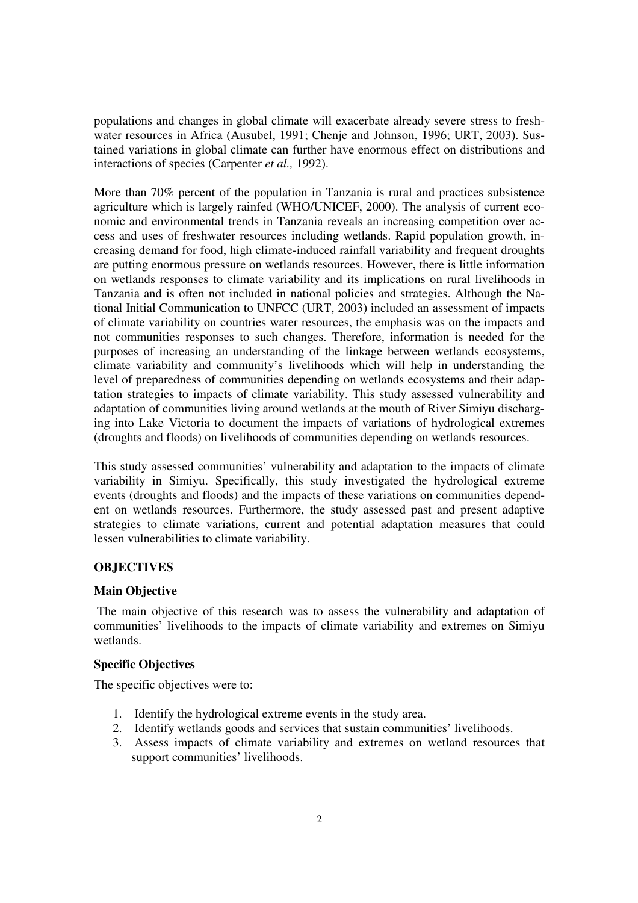populations and changes in global climate will exacerbate already severe stress to freshwater resources in Africa (Ausubel, 1991; Chenje and Johnson, 1996; URT, 2003). Sustained variations in global climate can further have enormous effect on distributions and interactions of species (Carpenter *et al.,* 1992).

More than 70% percent of the population in Tanzania is rural and practices subsistence agriculture which is largely rainfed (WHO/UNICEF, 2000). The analysis of current economic and environmental trends in Tanzania reveals an increasing competition over access and uses of freshwater resources including wetlands. Rapid population growth, increasing demand for food, high climate-induced rainfall variability and frequent droughts are putting enormous pressure on wetlands resources. However, there is little information on wetlands responses to climate variability and its implications on rural livelihoods in Tanzania and is often not included in national policies and strategies. Although the National Initial Communication to UNFCC (URT, 2003) included an assessment of impacts of climate variability on countries water resources, the emphasis was on the impacts and not communities responses to such changes. Therefore, information is needed for the purposes of increasing an understanding of the linkage between wetlands ecosystems, climate variability and community's livelihoods which will help in understanding the level of preparedness of communities depending on wetlands ecosystems and their adaptation strategies to impacts of climate variability. This study assessed vulnerability and adaptation of communities living around wetlands at the mouth of River Simiyu discharging into Lake Victoria to document the impacts of variations of hydrological extremes (droughts and floods) on livelihoods of communities depending on wetlands resources.

This study assessed communities' vulnerability and adaptation to the impacts of climate variability in Simiyu. Specifically, this study investigated the hydrological extreme events (droughts and floods) and the impacts of these variations on communities dependent on wetlands resources. Furthermore, the study assessed past and present adaptive strategies to climate variations, current and potential adaptation measures that could lessen vulnerabilities to climate variability.

## OBJECTIVES

### Main Objective

The main objective of this research was to assess the vulnerability and adaptation of communities' livelihoods to the impacts of climate variability and extremes on Simiyu wetlands.

### Specific Objectives

The specific objectives were to:

1. Identify the hydrological extreme events in the study area.
2. Identify wetlands goods and services that sustain communities' livelihoods.
3. Assess impacts of climate variability and extremes on wetland resources that support communities' livelihoods.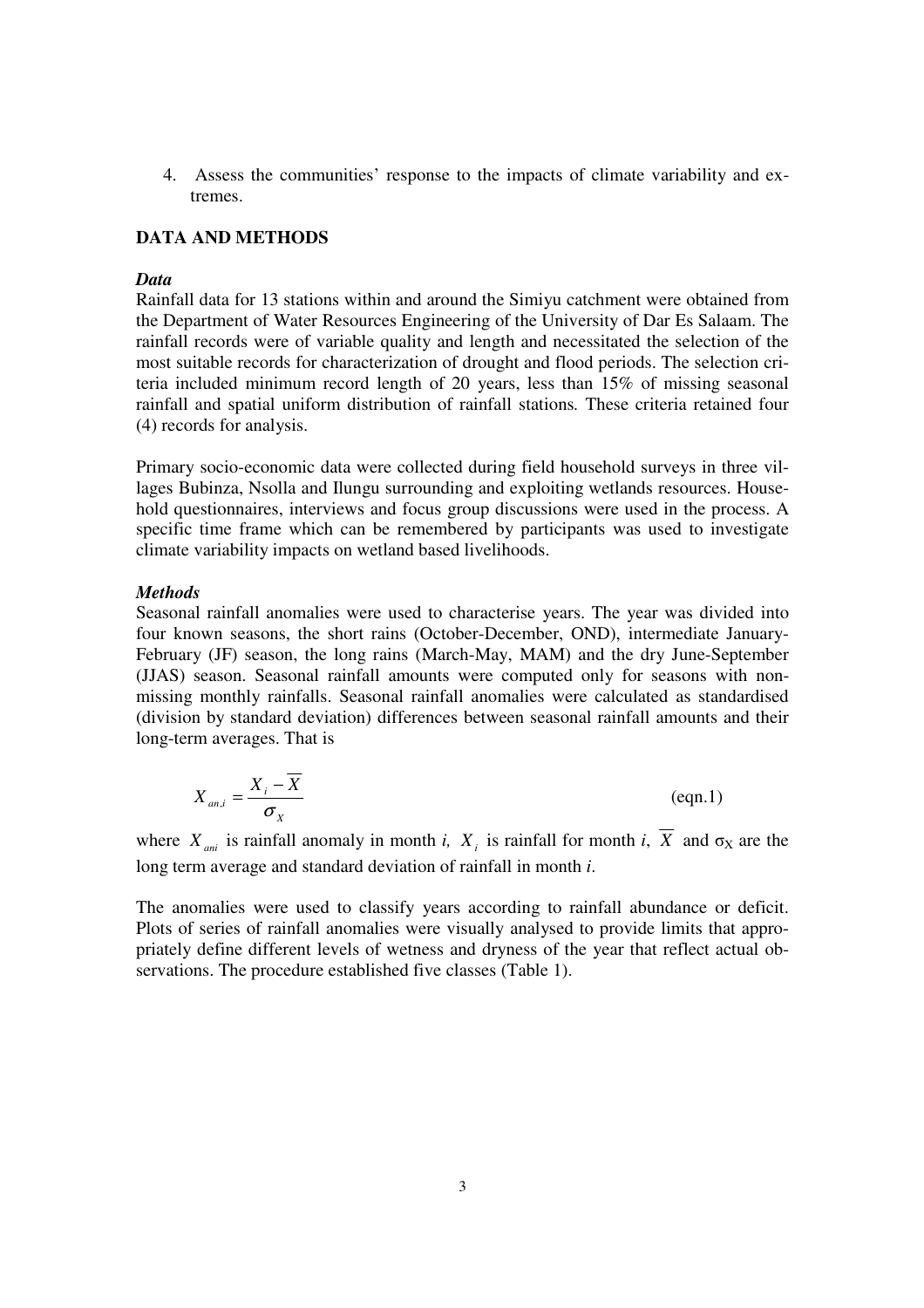4. Assess the communities' response to the impacts of climate variability and extremes.

## DATA AND METHODS

### *Data*

Rainfall data for 13 stations within and around the Simiyu catchment were obtained from the Department of Water Resources Engineering of the University of Dar Es Salaam. The rainfall records were of variable quality and length and necessitated the selection of the most suitable records for characterization of drought and flood periods. The selection criteria included minimum record length of 20 years, less than 15% of missing seasonal rainfall and spatial uniform distribution of rainfall stations. These criteria retained four (4) records for analysis.

Primary socio-economic data were collected during field household surveys in three villages Bubinza, Nsolla and Ilungu surrounding and exploiting wetlands resources. Household questionnaires, interviews and focus group discussions were used in the process. A specific time frame which can be remembered by participants was used to investigate climate variability impacts on wetland based livelihoods.

### *Methods*

Seasonal rainfall anomalies were used to characterise years. The year was divided into four known seasons, the short rains (October-December, OND), intermediate January-February (JF) season, the long rains (March-May, MAM) and the dry June-September (JJAS) season. Seasonal rainfall amounts were computed only for seasons with non-missing monthly rainfalls. Seasonal rainfall anomalies were calculated as standardised (division by standard deviation) differences between seasonal rainfall amounts and their long-term averages. That is

$$X_{an,i} = \frac{X_i - \overline{X}}{\sigma_X} \qquad \text{(eqn.1)}$$

where $X_{ani}$ is rainfall anomaly in month *i*, $X_i$ is rainfall for month *i*, $\overline{X}$ and $\sigma_X$ are the long term average and standard deviation of rainfall in month *i*.

The anomalies were used to classify years according to rainfall abundance or deficit. Plots of series of rainfall anomalies were visually analysed to provide limits that appropriately define different levels of wetness and dryness of the year that reflect actual observations. The procedure established five classes (Table 1).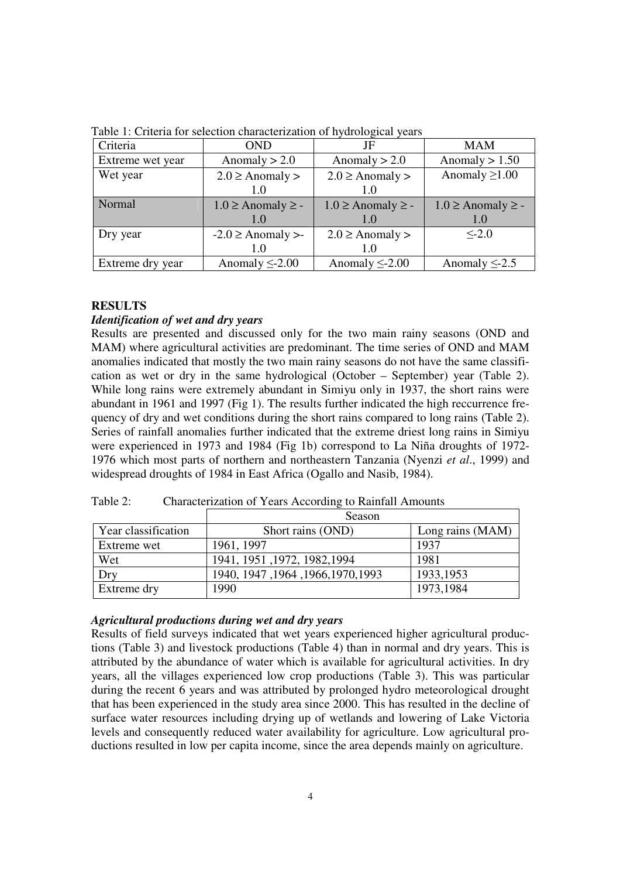Table 1: Criteria for selection characterization of hydrological years

| Criteria | OND | JF | MAM |
|---|---|---|---|
| Extreme wet year | Anomaly > 2.0 | Anomaly > 2.0 | Anomaly > 1.50 |
| Wet year | 2.0 ≥ Anomaly > 1.0 | 2.0 ≥ Anomaly > 1.0 | Anomaly ≥1.00 |
| Normal | 1.0 ≥ Anomaly ≥ -1.0 | 1.0 ≥ Anomaly ≥ -1.0 | 1.0 ≥ Anomaly ≥ -1.0 |
| Dry year | -2.0 ≥ Anomaly >-1.0 | 2.0 ≥ Anomaly > 1.0 | ≤-2.0 |
| Extreme dry year | Anomaly ≤-2.00 | Anomaly ≤-2.00 | Anomaly ≤-2.5 |

## RESULTS

### *Identification of wet and dry years*

Results are presented and discussed only for the two main rainy seasons (OND and MAM) where agricultural activities are predominant. The time series of OND and MAM anomalies indicated that mostly the two main rainy seasons do not have the same classification as wet or dry in the same hydrological (October – September) year (Table 2). While long rains were extremely abundant in Simiyu only in 1937, the short rains were abundant in 1961 and 1997 (Fig 1). The results further indicated the high reccurrence frequency of dry and wet conditions during the short rains compared to long rains (Table 2). Series of rainfall anomalies further indicated that the extreme driest long rains in Simiyu were experienced in 1973 and 1984 (Fig 1b) correspond to La Niña droughts of 1972-1976 which most parts of northern and northeastern Tanzania (Nyenzi *et al*., 1999) and widespread droughts of 1984 in East Africa (Ogallo and Nasib, 1984).

Table 2: Characterization of Years According to Rainfall Amounts

| | Season | |
|---|---|---|
| Year classification | Short rains (OND) | Long rains (MAM) |
| Extreme wet | 1961, 1997 | 1937 |
| Wet | 1941, 1951 ,1972, 1982,1994 | 1981 |
| Dry | 1940, 1947 ,1964 ,1966,1970,1993 | 1933,1953 |
| Extreme dry | 1990 | 1973,1984 |

### *Agricultural productions during wet and dry years*

Results of field surveys indicated that wet years experienced higher agricultural productions (Table 3) and livestock productions (Table 4) than in normal and dry years. This is attributed by the abundance of water which is available for agricultural activities. In dry years, all the villages experienced low crop productions (Table 3). This was particular during the recent 6 years and was attributed by prolonged hydro meteorological drought that has been experienced in the study area since 2000. This has resulted in the decline of surface water resources including drying up of wetlands and lowering of Lake Victoria levels and consequently reduced water availability for agriculture. Low agricultural productions resulted in low per capita income, since the area depends mainly on agriculture.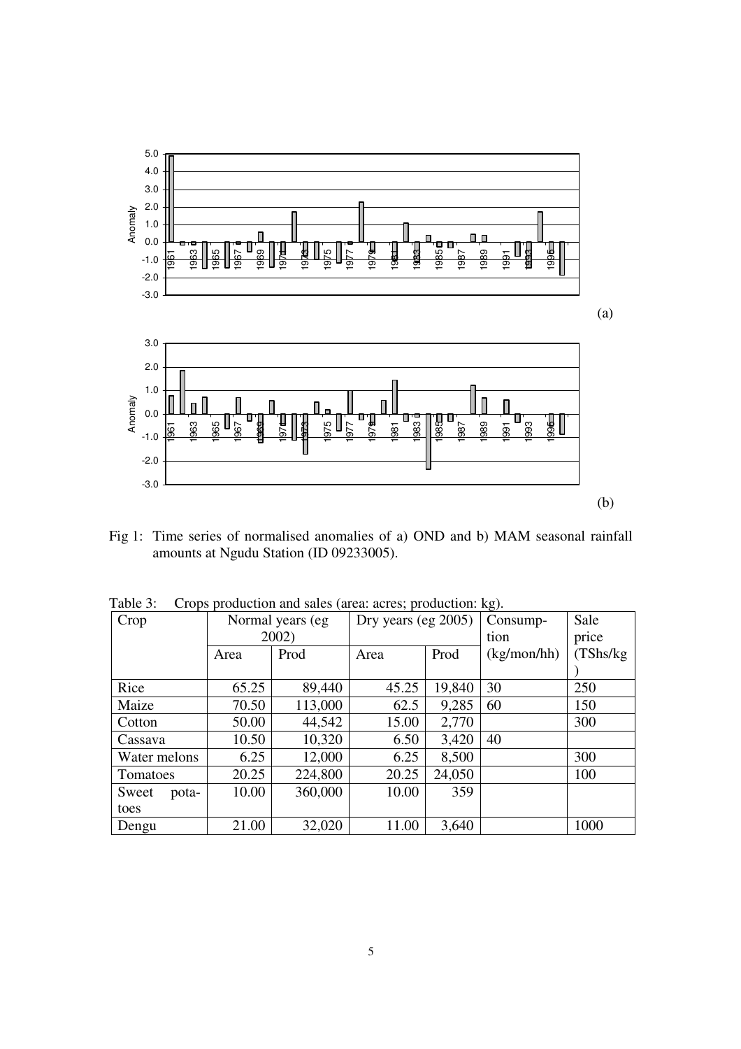(a)

(b)

Fig 1: Time series of normalised anomalies of a) OND and b) MAM seasonal rainfall amounts at Ngudu Station (ID 09233005).

Table 3: Crops production and sales (area: acres; production: kg).

| Crop | Normal years (eg 2002) | | Dry years (eg 2005) | | Consumption (kg/mon/hh) | Sale price (TShs/kg) |
|---|---|---|---|---|---|---|
| | Area | Prod | Area | Prod | | |
| Rice | 65.25 | 89,440 | 45.25 | 19,840 | 30 | 250 |
| Maize | 70.50 | 113,000 | 62.5 | 9,285 | 60 | 150 |
| Cotton | 50.00 | 44,542 | 15.00 | 2,770 | | 300 |
| Cassava | 10.50 | 10,320 | 6.50 | 3,420 | 40 | |
| Water melons | 6.25 | 12,000 | 6.25 | 8,500 | | 300 |
| Tomatoes | 20.25 | 224,800 | 20.25 | 24,050 | | 100 |
| Sweet potatoes | 10.00 | 360,000 | 10.00 | 359 | | |
| Dengu | 21.00 | 32,020 | 11.00 | 3,640 | | 1000 |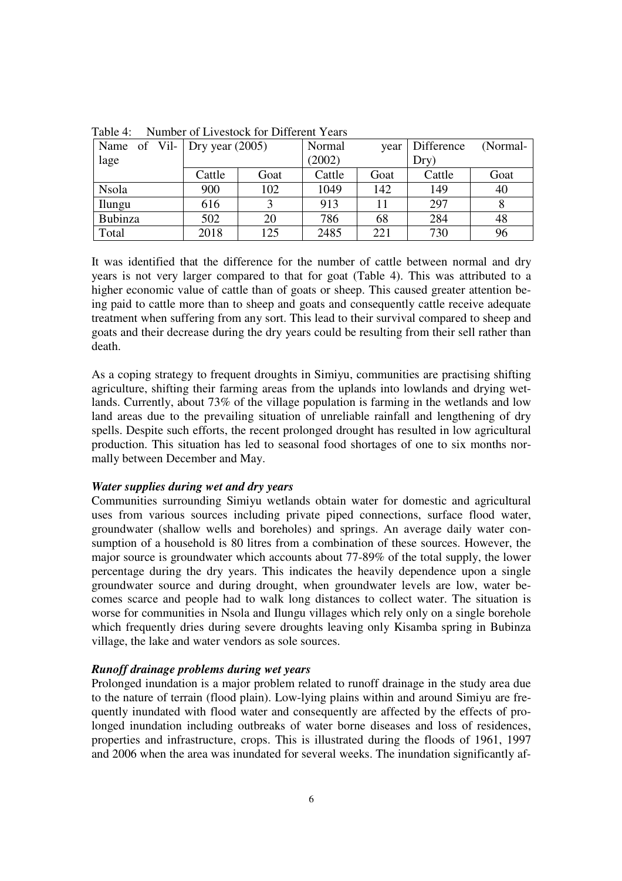Table 4: Number of Livestock for Different Years

| Name of Village | Dry year (2005) | | Normal year (2002) | | Difference (Normal-Dry) | |
|---|---|---|---|---|---|---|
| | Cattle | Goat | Cattle | Goat | Cattle | Goat |
| Nsola | 900 | 102 | 1049 | 142 | 149 | 40 |
| Ilungu | 616 | 3 | 913 | 11 | 297 | 8 |
| Bubinza | 502 | 20 | 786 | 68 | 284 | 48 |
| Total | 2018 | 125 | 2485 | 221 | 730 | 96 |

It was identified that the difference for the number of cattle between normal and dry years is not very larger compared to that for goat (Table 4). This was attributed to a higher economic value of cattle than of goats or sheep. This caused greater attention being paid to cattle more than to sheep and goats and consequently cattle receive adequate treatment when suffering from any sort. This lead to their survival compared to sheep and goats and their decrease during the dry years could be resulting from their sell rather than death.

As a coping strategy to frequent droughts in Simiyu, communities are practising shifting agriculture, shifting their farming areas from the uplands into lowlands and drying wetlands. Currently, about 73% of the village population is farming in the wetlands and low land areas due to the prevailing situation of unreliable rainfall and lengthening of dry spells. Despite such efforts, the recent prolonged drought has resulted in low agricultural production. This situation has led to seasonal food shortages of one to six months normally between December and May.

***Water supplies during wet and dry years***

Communities surrounding Simiyu wetlands obtain water for domestic and agricultural uses from various sources including private piped connections, surface flood water, groundwater (shallow wells and boreholes) and springs. An average daily water consumption of a household is 80 litres from a combination of these sources. However, the major source is groundwater which accounts about 77-89% of the total supply, the lower percentage during the dry years. This indicates the heavily dependence upon a single groundwater source and during drought, when groundwater levels are low, water becomes scarce and people had to walk long distances to collect water. The situation is worse for communities in Nsola and Ilungu villages which rely only on a single borehole which frequently dries during severe droughts leaving only Kisamba spring in Bubinza village, the lake and water vendors as sole sources.

***Runoff drainage problems during wet years***

Prolonged inundation is a major problem related to runoff drainage in the study area due to the nature of terrain (flood plain). Low-lying plains within and around Simiyu are frequently inundated with flood water and consequently are affected by the effects of prolonged inundation including outbreaks of water borne diseases and loss of residences, properties and infrastructure, crops. This is illustrated during the floods of 1961, 1997 and 2006 when the area was inundated for several weeks. The inundation significantly af-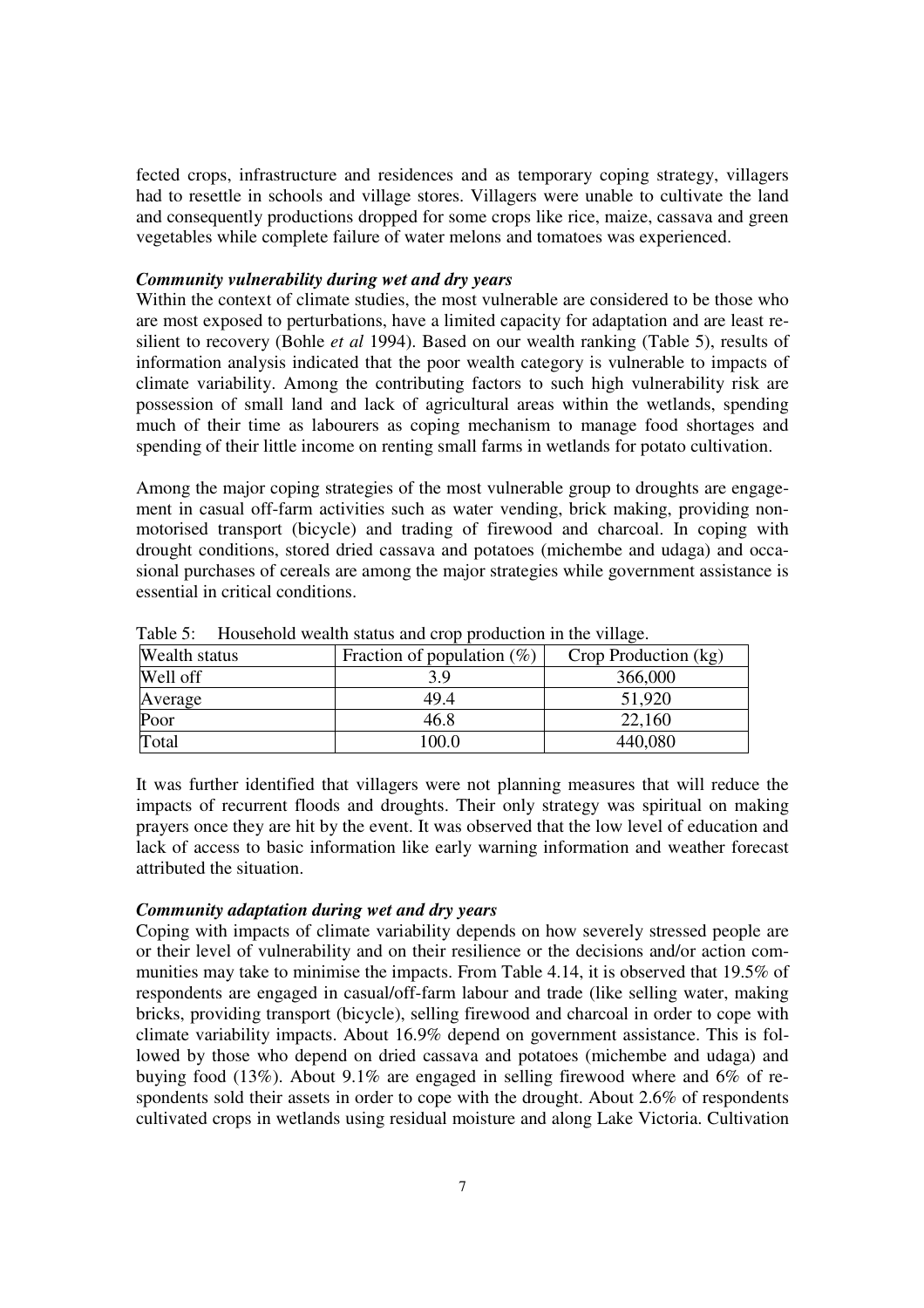fected crops, infrastructure and residences and as temporary coping strategy, villagers had to resettle in schools and village stores. Villagers were unable to cultivate the land and consequently productions dropped for some crops like rice, maize, cassava and green vegetables while complete failure of water melons and tomatoes was experienced.

***Community vulnerability during wet and dry years***

Within the context of climate studies, the most vulnerable are considered to be those who are most exposed to perturbations, have a limited capacity for adaptation and are least resilient to recovery (Bohle *et al* 1994). Based on our wealth ranking (Table 5), results of information analysis indicated that the poor wealth category is vulnerable to impacts of climate variability. Among the contributing factors to such high vulnerability risk are possession of small land and lack of agricultural areas within the wetlands, spending much of their time as labourers as coping mechanism to manage food shortages and spending of their little income on renting small farms in wetlands for potato cultivation.

Among the major coping strategies of the most vulnerable group to droughts are engagement in casual off-farm activities such as water vending, brick making, providing non-motorised transport (bicycle) and trading of firewood and charcoal. In coping with drought conditions, stored dried cassava and potatoes (michembe and udaga) and occasional purchases of cereals are among the major strategies while government assistance is essential in critical conditions.

Table 5: Household wealth status and crop production in the village.

| Wealth status | Fraction of population (%) | Crop Production (kg) |
|---|---|---|
| Well off | 3.9 | 366,000 |
| Average | 49.4 | 51,920 |
| Poor | 46.8 | 22,160 |
| Total | 100.0 | 440,080 |

It was further identified that villagers were not planning measures that will reduce the impacts of recurrent floods and droughts. Their only strategy was spiritual on making prayers once they are hit by the event. It was observed that the low level of education and lack of access to basic information like early warning information and weather forecast attributed the situation.

***Community adaptation during wet and dry years***

Coping with impacts of climate variability depends on how severely stressed people are or their level of vulnerability and on their resilience or the decisions and/or action communities may take to minimise the impacts. From Table 4.14, it is observed that 19.5% of respondents are engaged in casual/off-farm labour and trade (like selling water, making bricks, providing transport (bicycle), selling firewood and charcoal in order to cope with climate variability impacts. About 16.9% depend on government assistance. This is followed by those who depend on dried cassava and potatoes (michembe and udaga) and buying food (13%). About 9.1% are engaged in selling firewood where and 6% of respondents sold their assets in order to cope with the drought. About 2.6% of respondents cultivated crops in wetlands using residual moisture and along Lake Victoria. Cultivation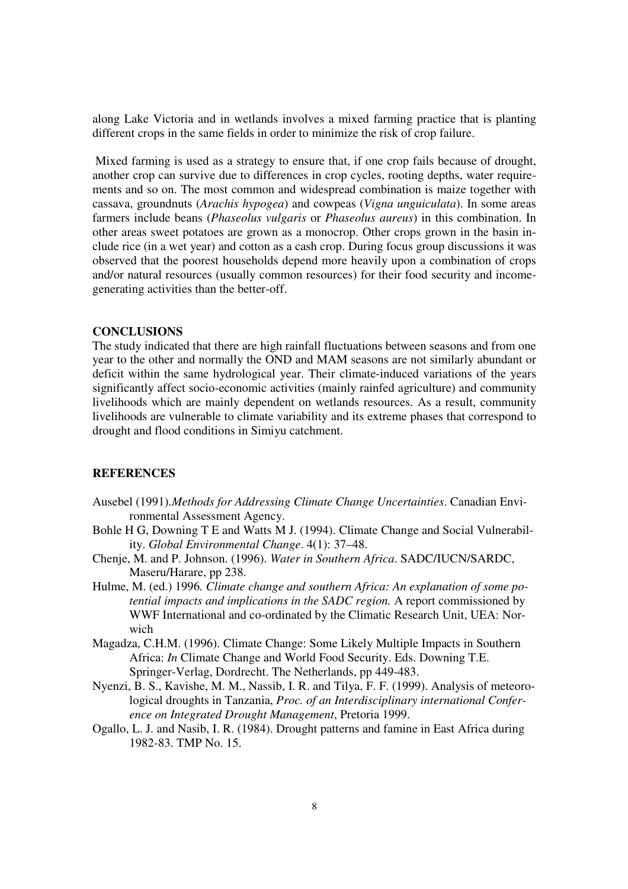along Lake Victoria and in wetlands involves a mixed farming practice that is planting different crops in the same fields in order to minimize the risk of crop failure.

Mixed farming is used as a strategy to ensure that, if one crop fails because of drought, another crop can survive due to differences in crop cycles, rooting depths, water requirements and so on. The most common and widespread combination is maize together with cassava, groundnuts (*Arachis hypogea*) and cowpeas (*Vigna unguiculata*). In some areas farmers include beans (*Phaseolus vulgaris* or *Phaseolus aureus*) in this combination. In other areas sweet potatoes are grown as a monocrop. Other crops grown in the basin include rice (in a wet year) and cotton as a cash crop. During focus group discussions it was observed that the poorest households depend more heavily upon a combination of crops and/or natural resources (usually common resources) for their food security and income-generating activities than the better-off.

## CONCLUSIONS

The study indicated that there are high rainfall fluctuations between seasons and from one year to the other and normally the OND and MAM seasons are not similarly abundant or deficit within the same hydrological year. Their climate-induced variations of the years significantly affect socio-economic activities (mainly rainfed agriculture) and community livelihoods which are mainly dependent on wetlands resources. As a result, community livelihoods are vulnerable to climate variability and its extreme phases that correspond to drought and flood conditions in Simiyu catchment.

## REFERENCES

Ausebel (1991).*Methods for Addressing Climate Change Uncertainties*. Canadian Environmental Assessment Agency.

Bohle H G, Downing T E and Watts M J. (1994). Climate Change and Social Vulnerability. *Global Environmental Change*. 4(1): 37–48.

Chenje, M. and P. Johnson. (1996). *Water in Southern Africa*. SADC/IUCN/SARDC, Maseru/Harare, pp 238.

Hulme, M. (ed.) 1996. *Climate change and southern Africa: An explanation of some potential impacts and implications in the SADC region.* A report commissioned by WWF International and co-ordinated by the Climatic Research Unit, UEA: Norwich

Magadza, C.H.M. (1996). Climate Change: Some Likely Multiple Impacts in Southern Africa: *In* Climate Change and World Food Security. Eds. Downing T.E. Springer-Verlag, Dordrecht. The Netherlands, pp 449-483.

Nyenzi, B. S., Kavishe, M. M., Nassib, I. R. and Tilya, F. F. (1999). Analysis of meteorological droughts in Tanzania, *Proc. of an Interdisciplinary international Conference on Integrated Drought Management*, Pretoria 1999.

Ogallo, L. J. and Nasib, I. R. (1984). Drought patterns and famine in East Africa during 1982-83. TMP No. 15.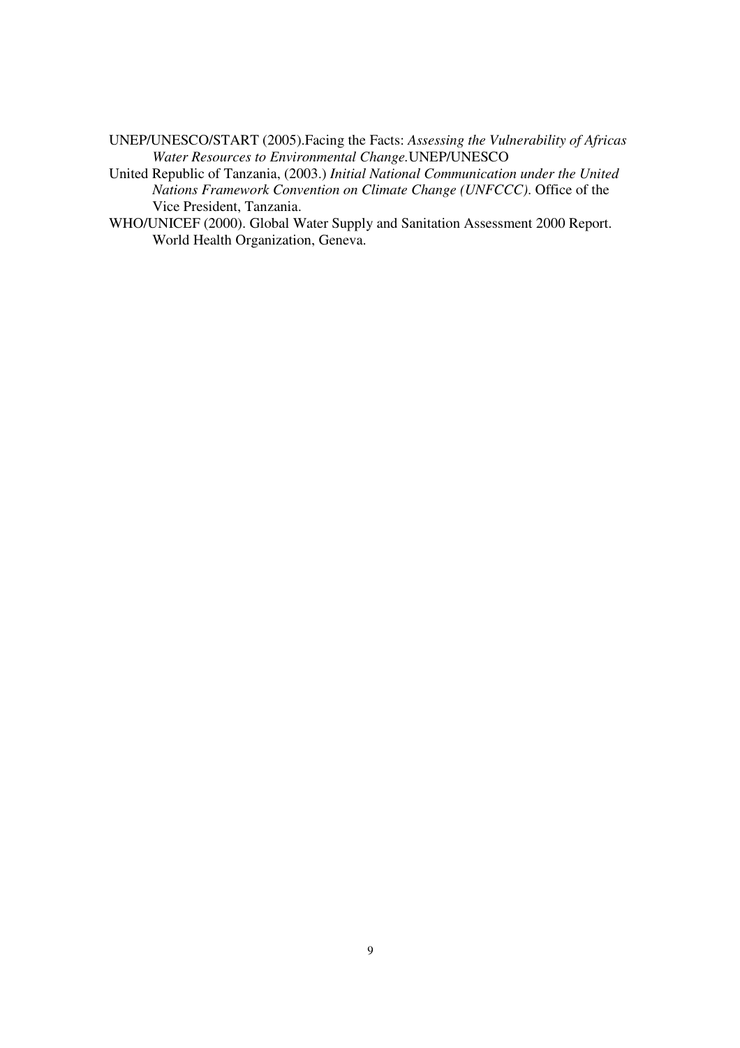UNEP/UNESCO/START (2005).Facing the Facts: *Assessing the Vulnerability of Africas Water Resources to Environmental Change.*UNEP/UNESCO

United Republic of Tanzania, (2003.) *Initial National Communication under the United Nations Framework Convention on Climate Change (UNFCCC)*. Office of the Vice President, Tanzania.

WHO/UNICEF (2000). Global Water Supply and Sanitation Assessment 2000 Report. World Health Organization, Geneva.